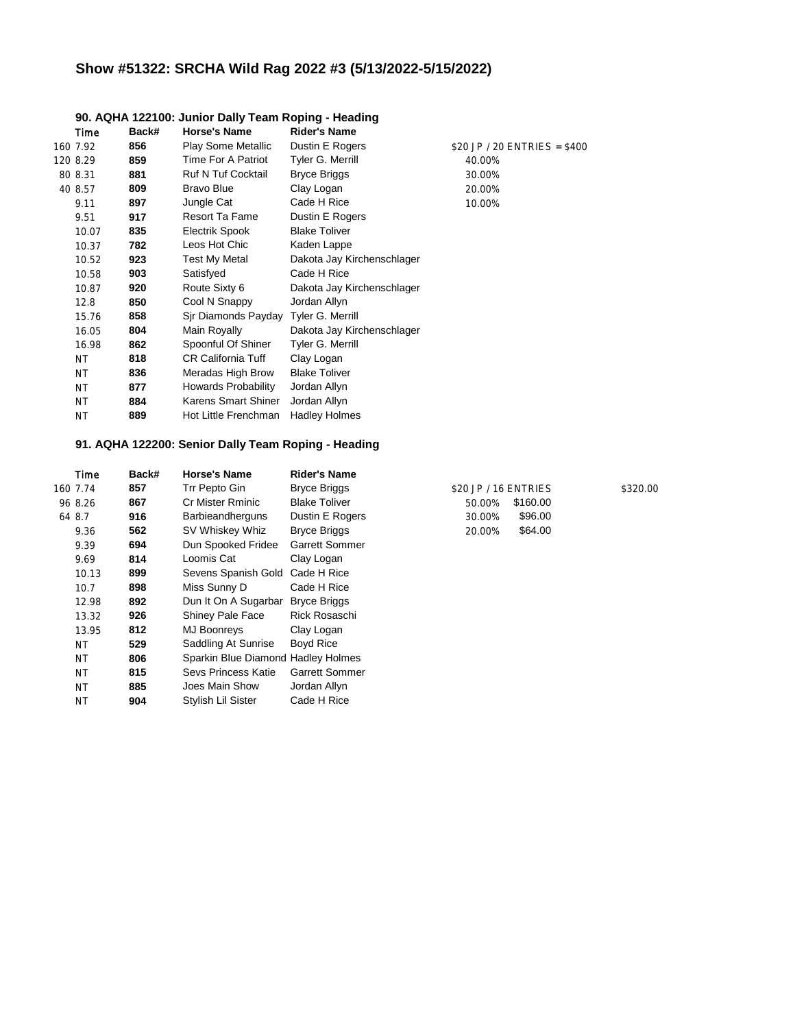# Show #51322: SRCHA Wild Rag 2022 #3 (5/13/2022-5/15/2022)

### 90. AQHA 122100: Junior Dally Team Roping - Heading

| | Time | Back# | Horse's Name | Rider's Name |
|---|---|---|---|---|
| 160 | 7.92 | **856** | Play Some Metallic | Dustin E Rogers |
| 120 | 8.29 | **859** | Time For A Patriot | Tyler G. Merrill |
| 80 | 8.31 | **881** | Ruf N Tuf Cocktail | Bryce Briggs |
| 40 | 8.57 | **809** | Bravo Blue | Clay Logan |
| | 9.11 | **897** | Jungle Cat | Cade H Rice |
| | 9.51 | **917** | Resort Ta Fame | Dustin E Rogers |
| | 10.07 | **835** | Electrik Spook | Blake Toliver |
| | 10.37 | **782** | Leos Hot Chic | Kaden Lappe |
| | 10.52 | **923** | Test My Metal | Dakota Jay Kirchenschlager |
| | 10.58 | **903** | Satisfyed | Cade H Rice |
| | 10.87 | **920** | Route Sixty 6 | Dakota Jay Kirchenschlager |
| | 12.8 | **850** | Cool N Snappy | Jordan Allyn |
| | 15.76 | **858** | Sjr Diamonds Payday | Tyler G. Merrill |
| | 16.05 | **804** | Main Royally | Dakota Jay Kirchenschlager |
| | 16.98 | **862** | Spoonful Of Shiner | Tyler G. Merrill |
| | NT | **818** | CR California Tuff | Clay Logan |
| | NT | **836** | Meradas High Brow | Blake Toliver |
| | NT | **877** | Howards Probability | Jordan Allyn |
| | NT | **884** | Karens Smart Shiner | Jordan Allyn |
| | NT | **889** | Hot Little Frenchman | Hadley Holmes |

$20 JP / 20 ENTRIES = $400

| |
|---|
| 40.00% |
| 30.00% |
| 20.00% |
| 10.00% |

### 91. AQHA 122200: Senior Dally Team Roping - Heading

| | Time | Back# | Horse's Name | Rider's Name |
|---|---|---|---|---|
| 160 | 7.74 | **857** | Trr Pepto Gin | Bryce Briggs |
| 96 | 8.26 | **867** | Cr Mister Rminic | Blake Toliver |
| 64 | 8.7 | **916** | Barbieandherguns | Dustin E Rogers |
| | 9.36 | **562** | SV Whiskey Whiz | Bryce Briggs |
| | 9.39 | **694** | Dun Spooked Fridee | Garrett Sommer |
| | 9.69 | **814** | Loomis Cat | Clay Logan |
| | 10.13 | **899** | Sevens Spanish Gold | Cade H Rice |
| | 10.7 | **898** | Miss Sunny D | Cade H Rice |
| | 12.98 | **892** | Dun It On A Sugarbar | Bryce Briggs |
| | 13.32 | **926** | Shiney Pale Face | Rick Rosaschi |
| | 13.95 | **812** | MJ Boonreys | Clay Logan |
| | NT | **529** | Saddling At Sunrise | Boyd Rice |
| | NT | **806** | Sparkin Blue Diamond | Hadley Holmes |
| | NT | **815** | Sevs Princess Katie | Garrett Sommer |
| | NT | **885** | Joes Main Show | Jordan Allyn |
| | NT | **904** | Stylish Lil Sister | Cade H Rice |

| $20 JP / 16 ENTRIES | | $320.00 |
|---|---|---|
| 50.00% | $160.00 | |
| 30.00% | $96.00 | |
| 20.00% | $64.00 | |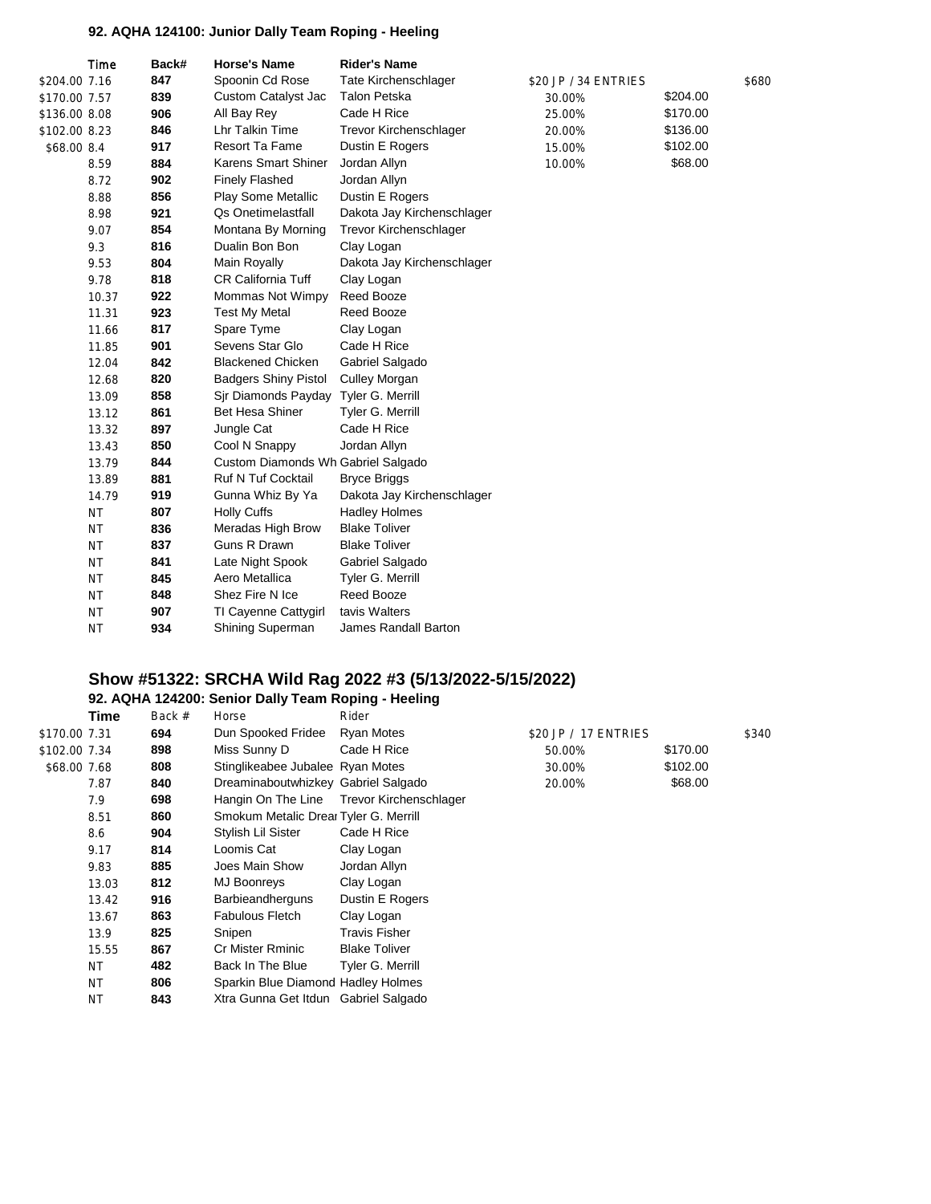### 92. AQHA 124100: Junior Dally Team Roping - Heeling

| | Time | Back# | Horse's Name | Rider's Name |
|---|---|---|---|---|
| $204.00 | 7.16 | 847 | Spoonin Cd Rose | Tate Kirchenschlager |
| $170.00 | 7.57 | 839 | Custom Catalyst Jac | Talon Petska |
| $136.00 | 8.08 | 906 | All Bay Rey | Cade H Rice |
| $102.00 | 8.23 | 846 | Lhr Talkin Time | Trevor Kirchenschlager |
| $68.00 | 8.4 | 917 | Resort Ta Fame | Dustin E Rogers |
| | 8.59 | 884 | Karens Smart Shiner | Jordan Allyn |
| | 8.72 | 902 | Finely Flashed | Jordan Allyn |
| | 8.88 | 856 | Play Some Metallic | Dustin E Rogers |
| | 8.98 | 921 | Qs Onetimelastfall | Dakota Jay Kirchenschlager |
| | 9.07 | 854 | Montana By Morning | Trevor Kirchenschlager |
| | 9.3 | 816 | Dualin Bon Bon | Clay Logan |
| | 9.53 | 804 | Main Royally | Dakota Jay Kirchenschlager |
| | 9.78 | 818 | CR California Tuff | Clay Logan |
| | 10.37 | 922 | Mommas Not Wimpy | Reed Booze |
| | 11.31 | 923 | Test My Metal | Reed Booze |
| | 11.66 | 817 | Spare Tyme | Clay Logan |
| | 11.85 | 901 | Sevens Star Glo | Cade H Rice |
| | 12.04 | 842 | Blackened Chicken | Gabriel Salgado |
| | 12.68 | 820 | Badgers Shiny Pistol | Culley Morgan |
| | 13.09 | 858 | Sjr Diamonds Payday | Tyler G. Merrill |
| | 13.12 | 861 | Bet Hesa Shiner | Tyler G. Merrill |
| | 13.32 | 897 | Jungle Cat | Cade H Rice |
| | 13.43 | 850 | Cool N Snappy | Jordan Allyn |
| | 13.79 | 844 | Custom Diamonds Wh | Gabriel Salgado |
| | 13.89 | 881 | Ruf N Tuf Cocktail | Bryce Briggs |
| | 14.79 | 919 | Gunna Whiz By Ya | Dakota Jay Kirchenschlager |
| | NT | 807 | Holly Cuffs | Hadley Holmes |
| | NT | 836 | Meradas High Brow | Blake Toliver |
| | NT | 837 | Guns R Drawn | Blake Toliver |
| | NT | 841 | Late Night Spook | Gabriel Salgado |
| | NT | 845 | Aero Metallica | Tyler G. Merrill |
| | NT | 848 | Shez Fire N Ice | Reed Booze |
| | NT | 907 | Tl Cayenne Cattygirl | tavis Walters |
| | NT | 934 | Shining Superman | James Randall Barton |

| $20 JP / 34 ENTRIES | | $680 |
|---|---|---|
| 30.00% | $204.00 | |
| 25.00% | $170.00 | |
| 20.00% | $136.00 | |
| 15.00% | $102.00 | |
| 10.00% | $68.00 | |

## Show #51322: SRCHA Wild Rag 2022 #3 (5/13/2022-5/15/2022)

### 92. AQHA 124200: Senior Dally Team Roping - Heeling

| | Time | Back # | Horse | Rider |
|---|---|---|---|---|
| $170.00 | 7.31 | 694 | Dun Spooked Fridee | Ryan Motes |
| $102.00 | 7.34 | 898 | Miss Sunny D | Cade H Rice |
| $68.00 | 7.68 | 808 | Stinglikeabee Jubalee | Ryan Motes |
| | 7.87 | 840 | Dreaminaboutwhizkey | Gabriel Salgado |
| | 7.9 | 698 | Hangin On The Line | Trevor Kirchenschlager |
| | 8.51 | 860 | Smokum Metalic Drear | Tyler G. Merrill |
| | 8.6 | 904 | Stylish Lil Sister | Cade H Rice |
| | 9.17 | 814 | Loomis Cat | Clay Logan |
| | 9.83 | 885 | Joes Main Show | Jordan Allyn |
| | 13.03 | 812 | MJ Boonreys | Clay Logan |
| | 13.42 | 916 | Barbieandherguns | Dustin E Rogers |
| | 13.67 | 863 | Fabulous Fletch | Clay Logan |
| | 13.9 | 825 | Snipen | Travis Fisher |
| | 15.55 | 867 | Cr Mister Rminic | Blake Toliver |
| | NT | 482 | Back In The Blue | Tyler G. Merrill |
| | NT | 806 | Sparkin Blue Diamond | Hadley Holmes |
| | NT | 843 | Xtra Gunna Get Itdun | Gabriel Salgado |

| $20 JP / 17 ENTRIES | | $340 |
|---|---|---|
| 50.00% | $170.00 | |
| 30.00% | $102.00 | |
| 20.00% | $68.00 | |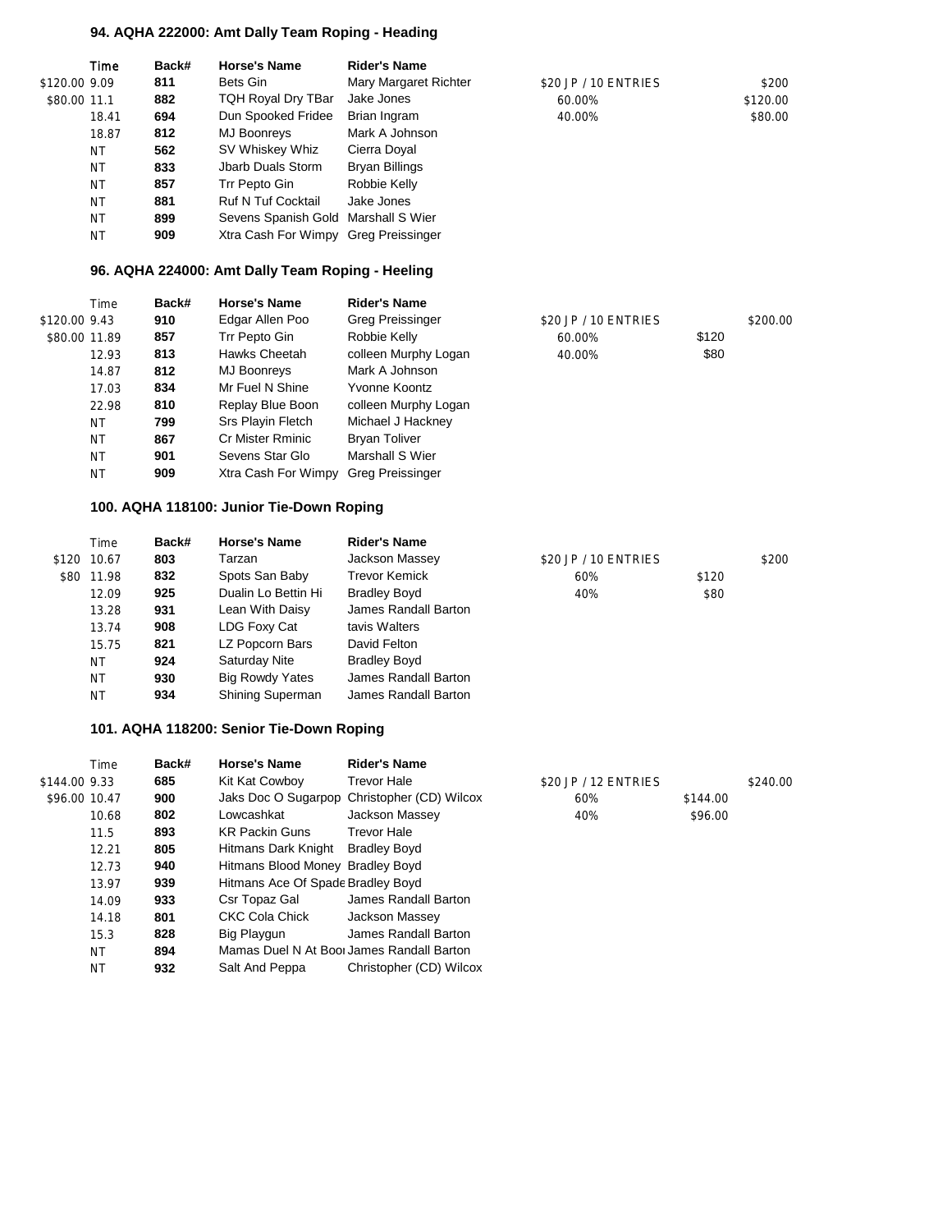### 94. AQHA 222000: Amt Dally Team Roping - Heading

| | Time | Back# | Horse's Name | Rider's Name | | | |
|---|---|---|---|---|---|---|---|
| $120.00 | 9.09 | 811 | Bets Gin | Mary Margaret Richter | $20 JP / 10 ENTRIES | | $200 |
| $80.00 | 11.1 | 882 | TQH Royal Dry TBar | Jake Jones | 60.00% | | $120.00 |
| | 18.41 | 694 | Dun Spooked Fridee | Brian Ingram | 40.00% | | $80.00 |
| | 18.87 | 812 | MJ Boonreys | Mark A Johnson | | | |
| | NT | 562 | SV Whiskey Whiz | Cierra Doyal | | | |
| | NT | 833 | Jbarb Duals Storm | Bryan Billings | | | |
| | NT | 857 | Trr Pepto Gin | Robbie Kelly | | | |
| | NT | 881 | Ruf N Tuf Cocktail | Jake Jones | | | |
| | NT | 899 | Sevens Spanish Gold | Marshall S Wier | | | |
| | NT | 909 | Xtra Cash For Wimpy | Greg Preissinger | | | |

### 96. AQHA 224000: Amt Dally Team Roping - Heeling

| | Time | Back# | Horse's Name | Rider's Name | | | |
|---|---|---|---|---|---|---|---|
| $120.00 | 9.43 | 910 | Edgar Allen Poo | Greg Preissinger | $20 JP / 10 ENTRIES | | $200.00 |
| $80.00 | 11.89 | 857 | Trr Pepto Gin | Robbie Kelly | 60.00% | $120 | |
| | 12.93 | 813 | Hawks Cheetah | colleen Murphy Logan | 40.00% | $80 | |
| | 14.87 | 812 | MJ Boonreys | Mark A Johnson | | | |
| | 17.03 | 834 | Mr Fuel N Shine | Yvonne Koontz | | | |
| | 22.98 | 810 | Replay Blue Boon | colleen Murphy Logan | | | |
| | NT | 799 | Srs Playin Fletch | Michael J Hackney | | | |
| | NT | 867 | Cr Mister Rminic | Bryan Toliver | | | |
| | NT | 901 | Sevens Star Glo | Marshall S Wier | | | |
| | NT | 909 | Xtra Cash For Wimpy | Greg Preissinger | | | |

### 100. AQHA 118100: Junior Tie-Down Roping

| | Time | Back# | Horse's Name | Rider's Name | | | |
|---|---|---|---|---|---|---|---|
| $120 | 10.67 | 803 | Tarzan | Jackson Massey | $20 JP / 10 ENTRIES | | $200 |
| $80 | 11.98 | 832 | Spots San Baby | Trevor Kemick | 60% | $120 | |
| | 12.09 | 925 | Dualin Lo Bettin Hi | Bradley Boyd | 40% | $80 | |
| | 13.28 | 931 | Lean With Daisy | James Randall Barton | | | |
| | 13.74 | 908 | LDG Foxy Cat | tavis Walters | | | |
| | 15.75 | 821 | LZ Popcorn Bars | David Felton | | | |
| | NT | 924 | Saturday Nite | Bradley Boyd | | | |
| | NT | 930 | Big Rowdy Yates | James Randall Barton | | | |
| | NT | 934 | Shining Superman | James Randall Barton | | | |

### 101. AQHA 118200: Senior Tie-Down Roping

| | Time | Back# | Horse's Name | Rider's Name | | | |
|---|---|---|---|---|---|---|---|
| $144.00 | 9.33 | 685 | Kit Kat Cowboy | Trevor Hale | $20 JP / 12 ENTRIES | | $240.00 |
| $96.00 | 10.47 | 900 | Jaks Doc O Sugarpop | Christopher (CD) Wilcox | 60% | $144.00 | |
| | 10.68 | 802 | Lowcashkat | Jackson Massey | 40% | $96.00 | |
| | 11.5 | 893 | KR Packin Guns | Trevor Hale | | | |
| | 12.21 | 805 | Hitmans Dark Knight | Bradley Boyd | | | |
| | 12.73 | 940 | Hitmans Blood Money | Bradley Boyd | | | |
| | 13.97 | 939 | Hitmans Ace Of Spade | Bradley Boyd | | | |
| | 14.09 | 933 | Csr Topaz Gal | James Randall Barton | | | |
| | 14.18 | 801 | CKC Cola Chick | Jackson Massey | | | |
| | 15.3 | 828 | Big Playgun | James Randall Barton | | | |
| | NT | 894 | Mamas Duel N At Boo | James Randall Barton | | | |
| | NT | 932 | Salt And Peppa | Christopher (CD) Wilcox | | | |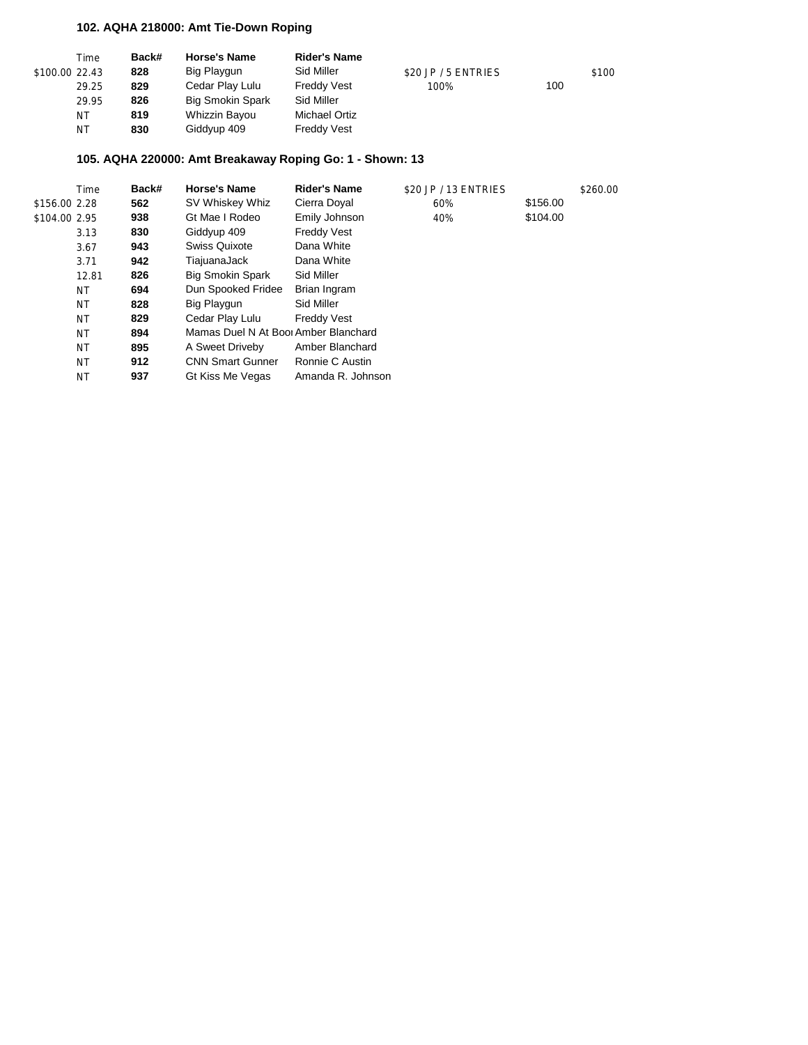### 102. AQHA 218000: Amt Tie-Down Roping

| | Time | Back# | Horse's Name | Rider's Name | | | |
|---|---|---|---|---|---|---|---|
| $100.00 | 22.43 | **828** | Big Playgun | Sid Miller | $20 JP / 5 ENTRIES | | $100 |
| | 29.25 | **829** | Cedar Play Lulu | Freddy Vest | 100% | 100 | |
| | 29.95 | **826** | Big Smokin Spark | Sid Miller | | | |
| | NT | **819** | Whizzin Bayou | Michael Ortiz | | | |
| | NT | **830** | Giddyup 409 | Freddy Vest | | | |

### 105. AQHA 220000: Amt Breakaway Roping Go: 1 - Shown: 13

| | Time | Back# | Horse's Name | Rider's Name | $20 JP / 13 ENTRIES | | $260.00 |
|---|---|---|---|---|---|---|---|
| $156.00 | 2.28 | **562** | SV Whiskey Whiz | Cierra Doyal | 60% | $156.00 | |
| $104.00 | 2.95 | **938** | Gt Mae I Rodeo | Emily Johnson | 40% | $104.00 | |
| | 3.13 | **830** | Giddyup 409 | Freddy Vest | | | |
| | 3.67 | **943** | Swiss Quixote | Dana White | | | |
| | 3.71 | **942** | TiajuanaJack | Dana White | | | |
| | 12.81 | **826** | Big Smokin Spark | Sid Miller | | | |
| | NT | **694** | Dun Spooked Fridee | Brian Ingram | | | |
| | NT | **828** | Big Playgun | Sid Miller | | | |
| | NT | **829** | Cedar Play Lulu | Freddy Vest | | | |
| | NT | **894** | Mamas Duel N At Boo | Amber Blanchard | | | |
| | NT | **895** | A Sweet Driveby | Amber Blanchard | | | |
| | NT | **912** | CNN Smart Gunner | Ronnie C Austin | | | |
| | NT | **937** | Gt Kiss Me Vegas | Amanda R. Johnson | | | |